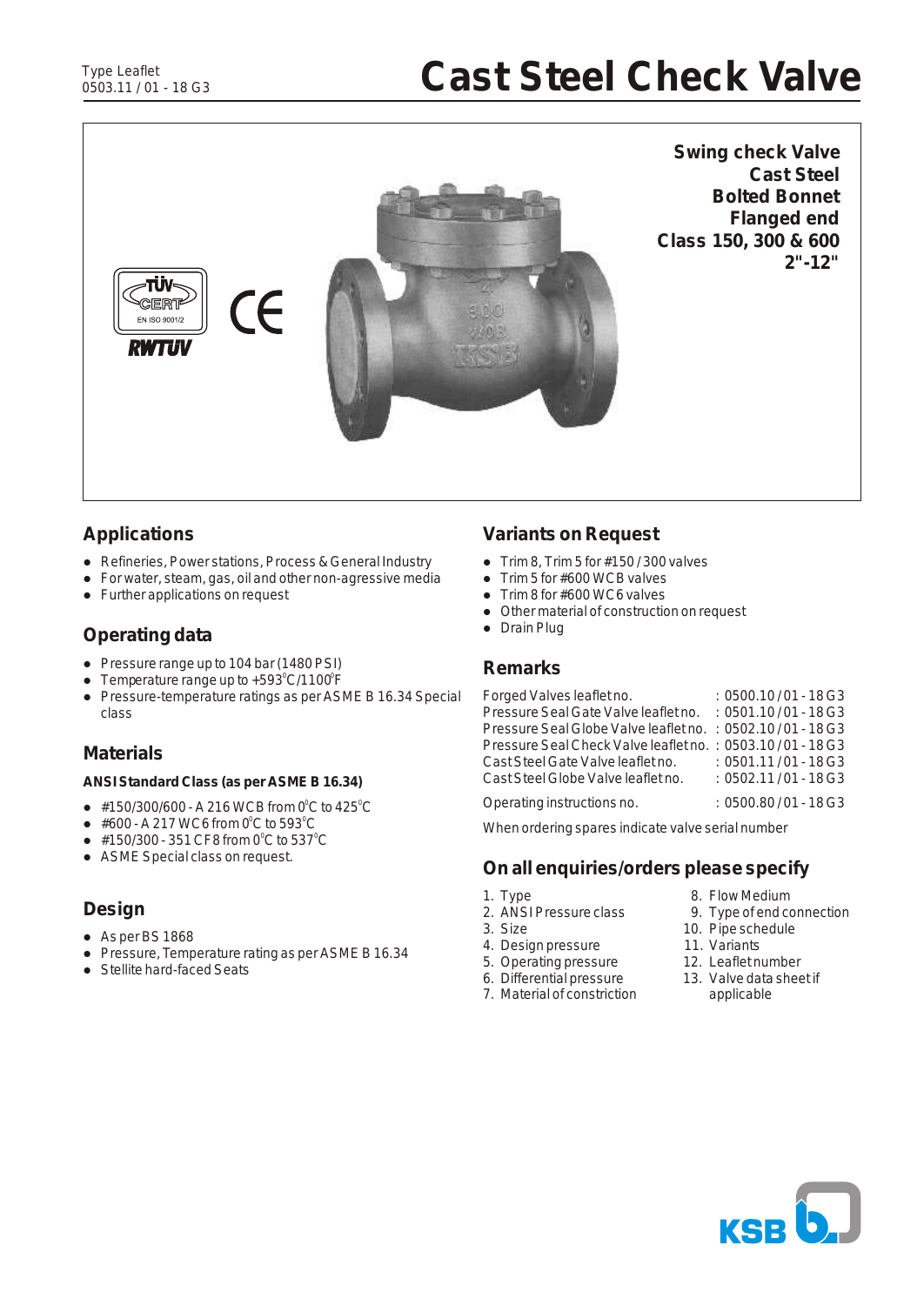Type Leaflet
0503.11 / 01 - 18 G3

# Cast Steel Check Valve

**Swing check Valve**
**Cast Steel**
**Bolted Bonnet**
**Flanged end**
**Class 150, 300 & 600**
**2"-12"**

## Applications

- Refineries, Power stations, Process & General Industry
- For water, steam, gas, oil and other non-agressive media
- Further applications on request

## Operating data

- Pressure range up to 104 bar (1480 PSI)
- Temperature range up to +593°C/1100°F
- Pressure-temperature ratings as per ASME B 16.34 Special class

## Materials

**ANSI Standard Class (as per ASME B 16.34)**

- #150/300/600 - A 216 WCB from 0°C to 425°C
- #600 - A 217 WC6 from 0°C to 593°C
- #150/300 - 351 CF8 from 0°C to 537°C
- ASME Special class on request.

## Design

- As per BS 1868
- Pressure, Temperature rating as per ASME B 16.34
- Stellite hard-faced Seats

## Variants on Request

- Trim 8, Trim 5 for #150 / 300 valves
- Trim 5 for #600 WCB valves
- Trim 8 for #600 WC6 valves
- Other material of construction on request
- Drain Plug

## Remarks

| | |
|---|---|
| Forged Valves leaflet no. | : 0500.10 / 01 - 18 G3 |
| Pressure Seal Gate Valve leaflet no. | : 0501.10 / 01 - 18 G3 |
| Pressure Seal Globe Valve leaflet no. | : 0502.10 / 01 - 18 G3 |
| Pressure Seal Check Valve leaflet no. | : 0503.10 / 01 - 18 G3 |
| Cast Steel Gate Valve leaflet no. | : 0501.11 / 01 - 18 G3 |
| Cast Steel Globe Valve leaflet no. | : 0502.11 / 01 - 18 G3 |
| Operating instructions no. | : 0500.80 / 01 - 18 G3 |

When ordering spares indicate valve serial number

## On all enquiries/orders please specify

1. Type
2. ANSI Pressure class
3. Size
4. Design pressure
5. Operating pressure
6. Differential pressure
7. Material of constriction
8. Flow Medium
9. Type of end connection
10. Pipe schedule
11. Variants
12. Leaflet number
13. Valve data sheet if applicable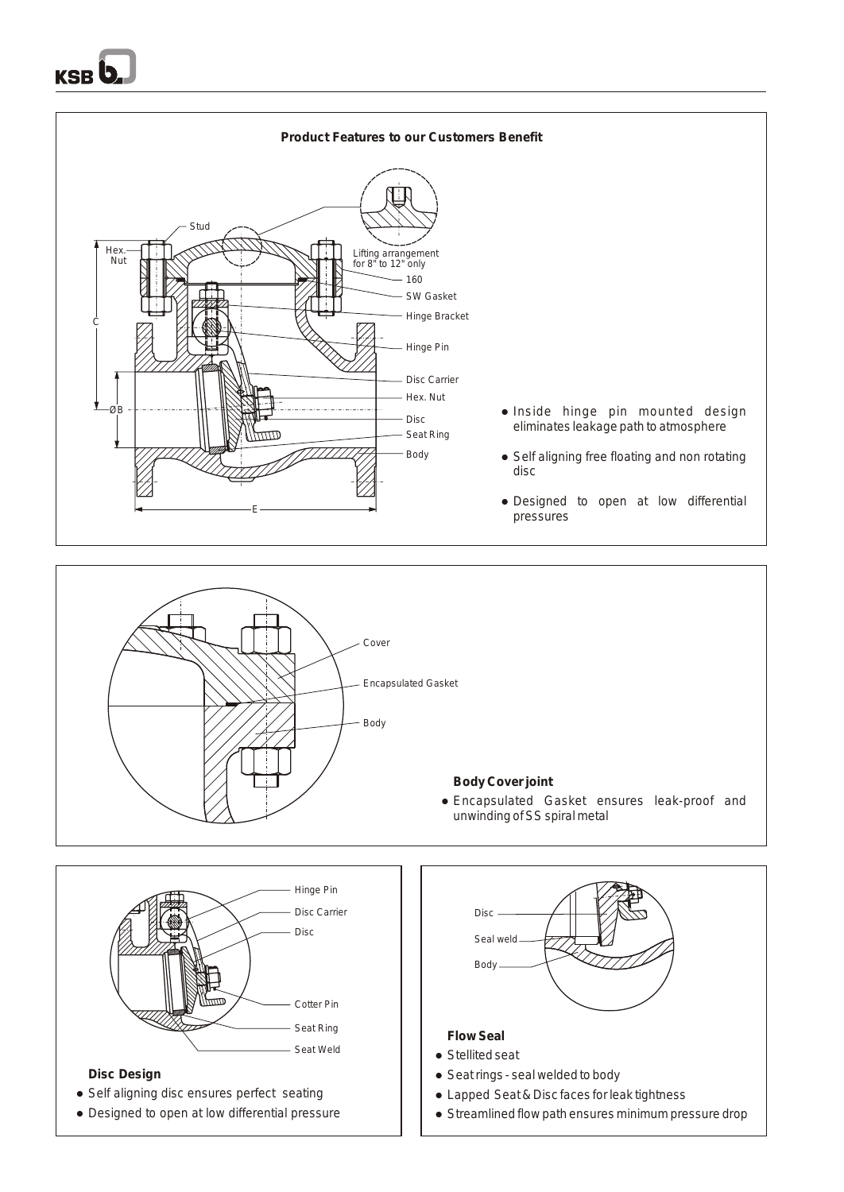## Product Features to our Customers Benefit

Stud

Hex. Nut

Lifting arrangement for 8" to 12" only

160

SW Gasket

Hinge Bracket

C

Hinge Pin

Disc Carrier

Hex. Nut

ØB

Disc

Seat Ring

Body

E

- Inside hinge pin mounted design eliminates leakage path to atmosphere
- Self aligning free floating and non rotating disc
- Designed to open at low differential pressures

Cover

Encapsulated Gasket

Body

### Body Cover joint

- Encapsulated Gasket ensures leak-proof and unwinding of SS spiral metal

Hinge Pin

Disc Carrier

Disc

Cotter Pin

Seat Ring

Seat Weld

### Disc Design

- Self aligning disc ensures perfect seating
- Designed to open at low differential pressure

Disc

Seal weld

Body

### Flow Seal

- Stellited seat
- Seat rings - seal welded to body
- Lapped Seat & Disc faces for leak tightness
- Streamlined flow path ensures minimum pressure drop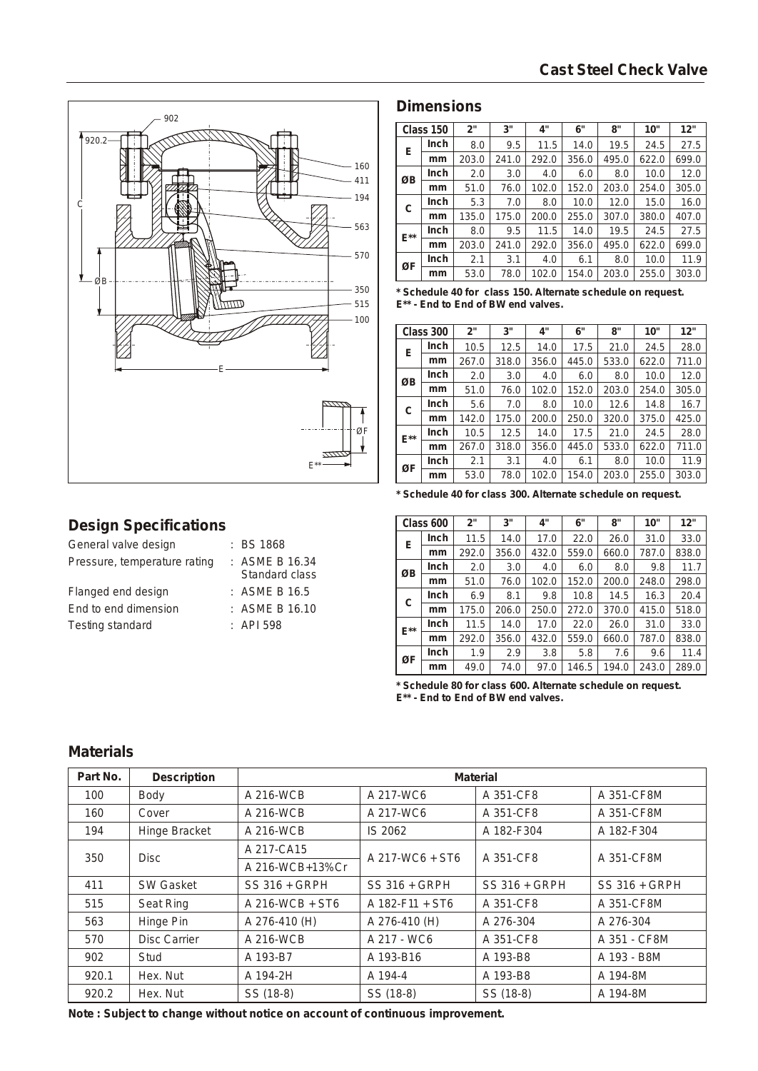# Cast Steel Check Valve

## Dimensions

| Class 150 | | 2" | 3" | 4" | 6" | 8" | 10" | 12" |
|---|---|---|---|---|---|---|---|---|
| E | Inch | 8.0 | 9.5 | 11.5 | 14.0 | 19.5 | 24.5 | 27.5 |
| | mm | 203.0 | 241.0 | 292.0 | 356.0 | 495.0 | 622.0 | 699.0 |
| ØB | Inch | 2.0 | 3.0 | 4.0 | 6.0 | 8.0 | 10.0 | 12.0 |
| | mm | 51.0 | 76.0 | 102.0 | 152.0 | 203.0 | 254.0 | 305.0 |
| C | Inch | 5.3 | 7.0 | 8.0 | 10.0 | 12.0 | 15.0 | 16.0 |
| | mm | 135.0 | 175.0 | 200.0 | 255.0 | 307.0 | 380.0 | 407.0 |
| E** | Inch | 8.0 | 9.5 | 11.5 | 14.0 | 19.5 | 24.5 | 27.5 |
| | mm | 203.0 | 241.0 | 292.0 | 356.0 | 495.0 | 622.0 | 699.0 |
| ØF | Inch | 2.1 | 3.1 | 4.0 | 6.1 | 8.0 | 10.0 | 11.9 |
| | mm | 53.0 | 78.0 | 102.0 | 154.0 | 203.0 | 255.0 | 303.0 |

**\* Schedule 40 for class 150. Alternate schedule on request.**
**E** - End to End of BW end valves.**

| Class 300 | | 2" | 3" | 4" | 6" | 8" | 10" | 12" |
|---|---|---|---|---|---|---|---|---|
| E | Inch | 10.5 | 12.5 | 14.0 | 17.5 | 21.0 | 24.5 | 28.0 |
| | mm | 267.0 | 318.0 | 356.0 | 445.0 | 533.0 | 622.0 | 711.0 |
| ØB | Inch | 2.0 | 3.0 | 4.0 | 6.0 | 8.0 | 10.0 | 12.0 |
| | mm | 51.0 | 76.0 | 102.0 | 152.0 | 203.0 | 254.0 | 305.0 |
| C | Inch | 5.6 | 7.0 | 8.0 | 10.0 | 12.6 | 14.8 | 16.7 |
| | mm | 142.0 | 175.0 | 200.0 | 250.0 | 320.0 | 375.0 | 425.0 |
| E** | Inch | 10.5 | 12.5 | 14.0 | 17.5 | 21.0 | 24.5 | 28.0 |
| | mm | 267.0 | 318.0 | 356.0 | 445.0 | 533.0 | 622.0 | 711.0 |
| ØF | Inch | 2.1 | 3.1 | 4.0 | 6.1 | 8.0 | 10.0 | 11.9 |
| | mm | 53.0 | 78.0 | 102.0 | 154.0 | 203.0 | 255.0 | 303.0 |

**\* Schedule 40 for class 300. Alternate schedule on request.**

| Class 600 | | 2" | 3" | 4" | 6" | 8" | 10" | 12" |
|---|---|---|---|---|---|---|---|---|
| E | Inch | 11.5 | 14.0 | 17.0 | 22.0 | 26.0 | 31.0 | 33.0 |
| | mm | 292.0 | 356.0 | 432.0 | 559.0 | 660.0 | 787.0 | 838.0 |
| ØB | Inch | 2.0 | 3.0 | 4.0 | 6.0 | 8.0 | 9.8 | 11.7 |
| | mm | 51.0 | 76.0 | 102.0 | 152.0 | 200.0 | 248.0 | 298.0 |
| C | Inch | 6.9 | 8.1 | 9.8 | 10.8 | 14.5 | 16.3 | 20.4 |
| | mm | 175.0 | 206.0 | 250.0 | 272.0 | 370.0 | 415.0 | 518.0 |
| E** | Inch | 11.5 | 14.0 | 17.0 | 22.0 | 26.0 | 31.0 | 33.0 |
| | mm | 292.0 | 356.0 | 432.0 | 559.0 | 660.0 | 787.0 | 838.0 |
| ØF | Inch | 1.9 | 2.9 | 3.8 | 5.8 | 7.6 | 9.6 | 11.4 |
| | mm | 49.0 | 74.0 | 97.0 | 146.5 | 194.0 | 243.0 | 289.0 |

**\* Schedule 80 for class 600. Alternate schedule on request.**
**E** - End to End of BW end valves.**

## Design Specifications

| | |
|---|---|
| General valve design | : BS 1868 |
| Pressure, temperature rating | : ASME B 16.34 Standard class |
| Flanged end design | : ASME B 16.5 |
| End to end dimension | : ASME B 16.10 |
| Testing standard | : API 598 |

## Materials

| Part No. | Description | Material | | | |
|---|---|---|---|---|---|
| 100 | Body | A 216-WCB | A 217-WC6 | A 351-CF8 | A 351-CF8M |
| 160 | Cover | A 216-WCB | A 217-WC6 | A 351-CF8 | A 351-CF8M |
| 194 | Hinge Bracket | A 216-WCB | IS 2062 | A 182-F304 | A 182-F304 |
| 350 | Disc | A 217-CA15 / A 216-WCB+13%Cr | A 217-WC6 + ST6 | A 351-CF8 | A 351-CF8M |
| 411 | SW Gasket | SS 316 + GRPH | SS 316 + GRPH | SS 316 + GRPH | SS 316 + GRPH |
| 515 | Seat Ring | A 216-WCB + ST6 | A 182-F11 + ST6 | A 351-CF8 | A 351-CF8M |
| 563 | Hinge Pin | A 276-410 (H) | A 276-410 (H) | A 276-304 | A 276-304 |
| 570 | Disc Carrier | A 216-WCB | A 217 - WC6 | A 351-CF8 | A 351 - CF8M |
| 902 | Stud | A 193-B7 | A 193-B16 | A 193-B8 | A 193 - B8M |
| 920.1 | Hex. Nut | A 194-2H | A 194-4 | A 193-B8 | A 194-8M |
| 920.2 | Hex. Nut | SS (18-8) | SS (18-8) | SS (18-8) | A 194-8M |

**Note : Subject to change without notice on account of continuous improvement.**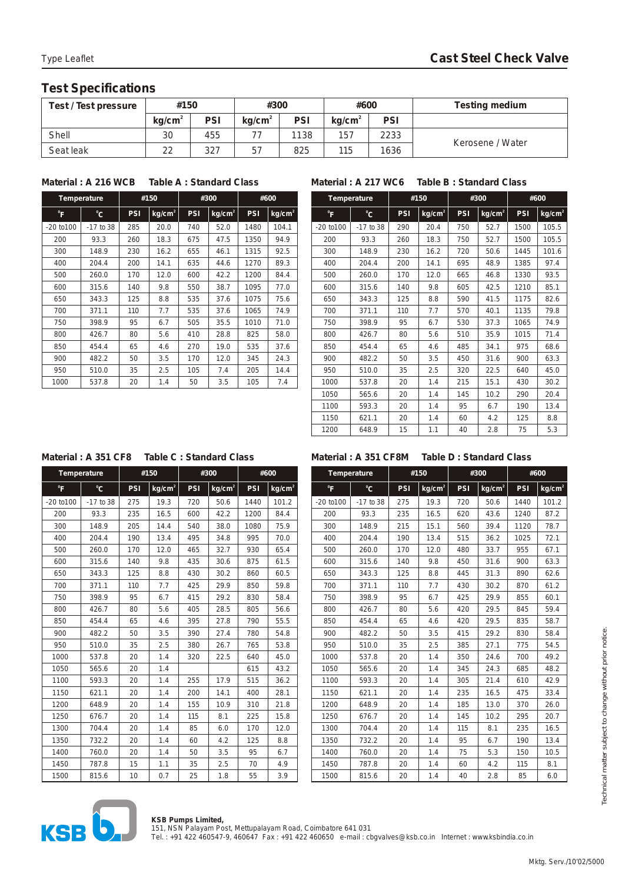Type Leaflet

# Cast Steel Check Valve

## Test Specifications

| Test / Test pressure | #150 | | #300 | | #600 | | Testing medium |
|---|---|---|---|---|---|---|---|
| | kg/cm² | PSI | kg/cm² | PSI | kg/cm² | PSI | |
| Shell | 30 | 455 | 77 | 1138 | 157 | 2233 | Kerosene / Water |
| Seat leak | 22 | 327 | 57 | 825 | 115 | 1636 | |

### Material : A 216 WCB Table A : Standard Class

| Temperature | | #150 | | #300 | | #600 | |
|---|---|---|---|---|---|---|---|
| °F | °C | PSI | kg/cm² | PSI | kg/cm² | PSI | kg/cm² |
| -20 to100 | -17 to 38 | 285 | 20.0 | 740 | 52.0 | 1480 | 104.1 |
| 200 | 93.3 | 260 | 18.3 | 675 | 47.5 | 1350 | 94.9 |
| 300 | 148.9 | 230 | 16.2 | 655 | 46.1 | 1315 | 92.5 |
| 400 | 204.4 | 200 | 14.1 | 635 | 44.6 | 1270 | 89.3 |
| 500 | 260.0 | 170 | 12.0 | 600 | 42.2 | 1200 | 84.4 |
| 600 | 315.6 | 140 | 9.8 | 550 | 38.7 | 1095 | 77.0 |
| 650 | 343.3 | 125 | 8.8 | 535 | 37.6 | 1075 | 75.6 |
| 700 | 371.1 | 110 | 7.7 | 535 | 37.6 | 1065 | 74.9 |
| 750 | 398.9 | 95 | 6.7 | 505 | 35.5 | 1010 | 71.0 |
| 800 | 426.7 | 80 | 5.6 | 410 | 28.8 | 825 | 58.0 |
| 850 | 454.4 | 65 | 4.6 | 270 | 19.0 | 535 | 37.6 |
| 900 | 482.2 | 50 | 3.5 | 170 | 12.0 | 345 | 24.3 |
| 950 | 510.0 | 35 | 2.5 | 105 | 7.4 | 205 | 14.4 |
| 1000 | 537.8 | 20 | 1.4 | 50 | 3.5 | 105 | 7.4 |

### Material : A 217 WC6 Table B : Standard Class

| Temperature | | #150 | | #300 | | #600 | |
|---|---|---|---|---|---|---|---|
| °F | °C | PSI | kg/cm² | PSI | kg/cm² | PSI | kg/cm² |
| -20 to100 | -17 to 38 | 290 | 20.4 | 750 | 52.7 | 1500 | 105.5 |
| 200 | 93.3 | 260 | 18.3 | 750 | 52.7 | 1500 | 105.5 |
| 300 | 148.9 | 230 | 16.2 | 720 | 50.6 | 1445 | 101.6 |
| 400 | 204.4 | 200 | 14.1 | 695 | 48.9 | 1385 | 97.4 |
| 500 | 260.0 | 170 | 12.0 | 665 | 46.8 | 1330 | 93.5 |
| 600 | 315.6 | 140 | 9.8 | 605 | 42.5 | 1210 | 85.1 |
| 650 | 343.3 | 125 | 8.8 | 590 | 41.5 | 1175 | 82.6 |
| 700 | 371.1 | 110 | 7.7 | 570 | 40.1 | 1135 | 79.8 |
| 750 | 398.9 | 95 | 6.7 | 530 | 37.3 | 1065 | 74.9 |
| 800 | 426.7 | 80 | 5.6 | 510 | 35.9 | 1015 | 71.4 |
| 850 | 454.4 | 65 | 4.6 | 485 | 34.1 | 975 | 68.6 |
| 900 | 482.2 | 50 | 3.5 | 450 | 31.6 | 900 | 63.3 |
| 950 | 510.0 | 35 | 2.5 | 320 | 22.5 | 640 | 45.0 |
| 1000 | 537.8 | 20 | 1.4 | 215 | 15.1 | 430 | 30.2 |
| 1050 | 565.6 | 20 | 1.4 | 145 | 10.2 | 290 | 20.4 |
| 1100 | 593.3 | 20 | 1.4 | 95 | 6.7 | 190 | 13.4 |
| 1150 | 621.1 | 20 | 1.4 | 60 | 4.2 | 125 | 8.8 |
| 1200 | 648.9 | 15 | 1.1 | 40 | 2.8 | 75 | 5.3 |

### Material : A 351 CF8 Table C : Standard Class

| Temperature | | #150 | | #300 | | #600 | |
|---|---|---|---|---|---|---|---|
| °F | °C | PSI | kg/cm² | PSI | kg/cm² | PSI | kg/cm² |
| -20 to100 | -17 to 38 | 275 | 19.3 | 720 | 50.6 | 1440 | 101.2 |
| 200 | 93.3 | 235 | 16.5 | 600 | 42.2 | 1200 | 84.4 |
| 300 | 148.9 | 205 | 14.4 | 540 | 38.0 | 1080 | 75.9 |
| 400 | 204.4 | 190 | 13.4 | 495 | 34.8 | 995 | 70.0 |
| 500 | 260.0 | 170 | 12.0 | 465 | 32.7 | 930 | 65.4 |
| 600 | 315.6 | 140 | 9.8 | 435 | 30.6 | 875 | 61.5 |
| 650 | 343.3 | 125 | 8.8 | 430 | 30.2 | 860 | 60.5 |
| 700 | 371.1 | 110 | 7.7 | 425 | 29.9 | 850 | 59.8 |
| 750 | 398.9 | 95 | 6.7 | 415 | 29.2 | 830 | 58.4 |
| 800 | 426.7 | 80 | 5.6 | 405 | 28.5 | 805 | 56.6 |
| 850 | 454.4 | 65 | 4.6 | 395 | 27.8 | 790 | 55.5 |
| 900 | 482.2 | 50 | 3.5 | 390 | 27.4 | 780 | 54.8 |
| 950 | 510.0 | 35 | 2.5 | 380 | 26.7 | 765 | 53.8 |
| 1000 | 537.8 | 20 | 1.4 | 320 | 22.5 | 640 | 45.0 |
| 1050 | 565.6 | 20 | 1.4 | | | 615 | 43.2 |
| 1100 | 593.3 | 20 | 1.4 | 255 | 17.9 | 515 | 36.2 |
| 1150 | 621.1 | 20 | 1.4 | 200 | 14.1 | 400 | 28.1 |
| 1200 | 648.9 | 20 | 1.4 | 155 | 10.9 | 310 | 21.8 |
| 1250 | 676.7 | 20 | 1.4 | 115 | 8.1 | 225 | 15.8 |
| 1300 | 704.4 | 20 | 1.4 | 85 | 6.0 | 170 | 12.0 |
| 1350 | 732.2 | 20 | 1.4 | 60 | 4.2 | 125 | 8.8 |
| 1400 | 760.0 | 20 | 1.4 | 50 | 3.5 | 95 | 6.7 |
| 1450 | 787.8 | 15 | 1.1 | 35 | 2.5 | 70 | 4.9 |
| 1500 | 815.6 | 10 | 0.7 | 25 | 1.8 | 55 | 3.9 |

### Material : A 351 CF8M Table D : Standard Class

| Temperature | | #150 | | #300 | | #600 | |
|---|---|---|---|---|---|---|---|
| °F | °C | PSI | kg/cm² | PSI | kg/cm² | PSI | kg/cm² |
| -20 to100 | -17 to 38 | 275 | 19.3 | 720 | 50.6 | 1440 | 101.2 |
| 200 | 93.3 | 235 | 16.5 | 620 | 43.6 | 1240 | 87.2 |
| 300 | 148.9 | 215 | 15.1 | 560 | 39.4 | 1120 | 78.7 |
| 400 | 204.4 | 190 | 13.4 | 515 | 36.2 | 1025 | 72.1 |
| 500 | 260.0 | 170 | 12.0 | 480 | 33.7 | 955 | 67.1 |
| 600 | 315.6 | 140 | 9.8 | 450 | 31.6 | 900 | 63.3 |
| 650 | 343.3 | 125 | 8.8 | 445 | 31.3 | 890 | 62.6 |
| 700 | 371.1 | 110 | 7.7 | 430 | 30.2 | 870 | 61.2 |
| 750 | 398.9 | 95 | 6.7 | 425 | 29.9 | 855 | 60.1 |
| 800 | 426.7 | 80 | 5.6 | 420 | 29.5 | 845 | 59.4 |
| 850 | 454.4 | 65 | 4.6 | 420 | 29.5 | 835 | 58.7 |
| 900 | 482.2 | 50 | 3.5 | 415 | 29.2 | 830 | 58.4 |
| 950 | 510.0 | 35 | 2.5 | 385 | 27.1 | 775 | 54.5 |
| 1000 | 537.8 | 20 | 1.4 | 350 | 24.6 | 700 | 49.2 |
| 1050 | 565.6 | 20 | 1.4 | 345 | 24.3 | 685 | 48.2 |
| 1100 | 593.3 | 20 | 1.4 | 305 | 21.4 | 610 | 42.9 |
| 1150 | 621.1 | 20 | 1.4 | 235 | 16.5 | 475 | 33.4 |
| 1200 | 648.9 | 20 | 1.4 | 185 | 13.0 | 370 | 26.0 |
| 1250 | 676.7 | 20 | 1.4 | 145 | 10.2 | 295 | 20.7 |
| 1300 | 704.4 | 20 | 1.4 | 115 | 8.1 | 235 | 16.5 |
| 1350 | 732.2 | 20 | 1.4 | 95 | 6.7 | 190 | 13.4 |
| 1400 | 760.0 | 20 | 1.4 | 75 | 5.3 | 150 | 10.5 |
| 1450 | 787.8 | 20 | 1.4 | 60 | 4.2 | 115 | 8.1 |
| 1500 | 815.6 | 20 | 1.4 | 40 | 2.8 | 85 | 6.0 |

Technical matter subject to change without prior notice.

**KSB Pumps Limited,**
151, NSN Palayam Post, Mettupalayam Road, Coimbatore 641 031
Tel. : +91 422 460547-9, 460647 Fax : +91 422 460650 e-mail : cbgvalves@ksb.co.in Internet : www.ksbindia.co.in

Mktg. Serv./10'02/5000